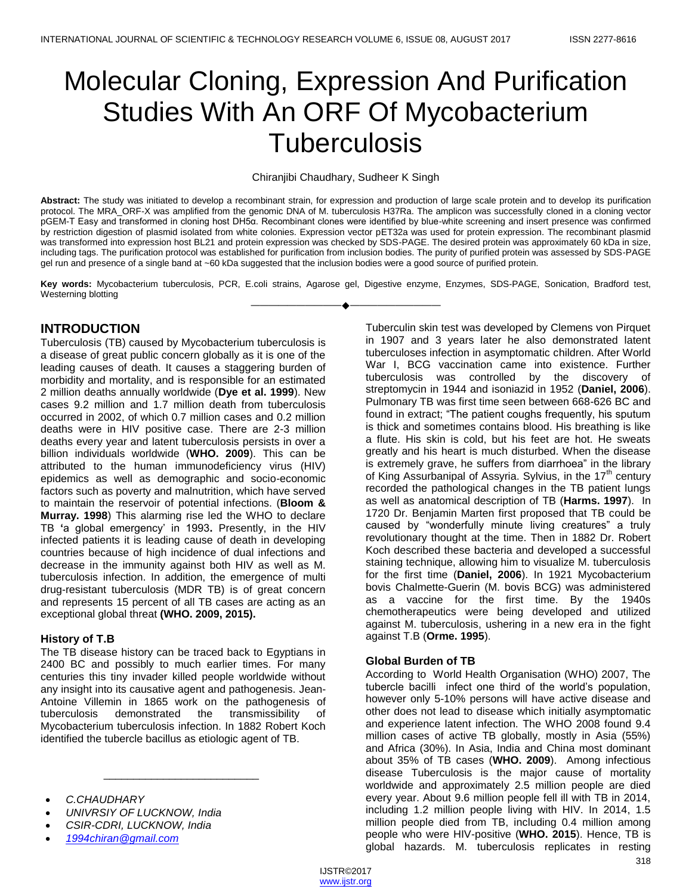# Molecular Cloning, Expression And Purification Studies With An ORF Of Mycobacterium Tuberculosis

Chiranjibi Chaudhary, Sudheer K Singh

**Abstract:** The study was initiated to develop a recombinant strain, for expression and production of large scale protein and to develop its purification protocol. The MRA_ORF-X was amplified from the genomic DNA of M. tuberculosis H37Ra. The amplicon was successfully cloned in a cloning vector pGEM-T Easy and transformed in cloning host DH5α. Recombinant clones were identified by blue-white screening and insert presence was confirmed by restriction digestion of plasmid isolated from white colonies. Expression vector pET32a was used for protein expression. The recombinant plasmid was transformed into expression host BL21 and protein expression was checked by SDS-PAGE. The desired protein was approximately 60 kDa in size, including tags. The purification protocol was established for purification from inclusion bodies. The purity of purified protein was assessed by SDS-PAGE gel run and presence of a single band at ~60 kDa suggested that the inclusion bodies were a good source of purified protein.

**Key words:** Mycobacterium tuberculosis, PCR, E.coli strains, Agarose gel, Digestive enzyme, Enzymes, SDS-PAGE, Sonication, Bradford test, Westerning blotting

---

- *C.CHAUDHARY*
- *UNIVRSIY OF LUCKNOW, India*
- *CSIR-CDRI, LUCKNOW, India*
- *1994chiran@gmail.com*

## INTRODUCTION

Tuberculosis (TB) caused by Mycobacterium tuberculosis is a disease of great public concern globally as it is one of the leading causes of death. It causes a staggering burden of morbidity and mortality, and is responsible for an estimated 2 million deaths annually worldwide (**Dye et al. 1999**). New cases 9.2 million and 1.7 million death from tuberculosis occurred in 2002, of which 0.7 million cases and 0.2 million deaths were in HIV positive case. There are 2-3 million deaths every year and latent tuberculosis persists in over a billion individuals worldwide (**WHO. 2009**). This can be attributed to the human immunodeficiency virus (HIV) epidemics as well as demographic and socio-economic factors such as poverty and malnutrition, which have served to maintain the reservoir of potential infections. (**Bloom & Murray. 1998**) This alarming rise led the WHO to declare TB 'a global emergency' in 1993**.** Presently, in the HIV infected patients it is leading cause of death in developing countries because of high incidence of dual infections and decrease in the immunity against both HIV as well as M. tuberculosis infection. In addition, the emergence of multi drug-resistant tuberculosis (MDR TB) is of great concern and represents 15 percent of all TB cases are acting as an exceptional global threat **(WHO. 2009, 2015).**

### History of T.B

The TB disease history can be traced back to Egyptians in 2400 BC and possibly to much earlier times. For many centuries this tiny invader killed people worldwide without any insight into its causative agent and pathogenesis. Jean-Antoine Villemin in 1865 work on the pathogenesis of tuberculosis demonstrated the transmissibility of Mycobacterium tuberculosis infection. In 1882 Robert Koch identified the tubercle bacillus as etiologic agent of TB.

Tuberculin skin test was developed by Clemens von Pirquet in 1907 and 3 years later he also demonstrated latent tuberculoses infection in asymptomatic children. After World War I, BCG vaccination came into existence. Further tuberculosis was controlled by the discovery of streptomycin in 1944 and isoniazid in 1952 (**Daniel, 2006**). Pulmonary TB was first time seen between 668-626 BC and found in extract; "The patient coughs frequently, his sputum is thick and sometimes contains blood. His breathing is like a flute. His skin is cold, but his feet are hot. He sweats greatly and his heart is much disturbed. When the disease is extremely grave, he suffers from diarrhoea" in the library of King Assurbanipal of Assyria. Sylvius, in the 17th century recorded the pathological changes in the TB patient lungs as well as anatomical description of TB (**Harms. 1997**). In 1720 Dr. Benjamin Marten first proposed that TB could be caused by "wonderfully minute living creatures" a truly revolutionary thought at the time. Then in 1882 Dr. Robert Koch described these bacteria and developed a successful staining technique, allowing him to visualize M. tuberculosis for the first time (**Daniel, 2006**). In 1921 Mycobacterium bovis Chalmette-Guerin (M. bovis BCG) was administered as a vaccine for the first time. By the 1940s chemotherapeutics were being developed and utilized against M. tuberculosis, ushering in a new era in the fight against T.B (**Orme. 1995**).

### Global Burden of TB

According to World Health Organisation (WHO) 2007, The tubercle bacilli infect one third of the world's population, however only 5-10% persons will have active disease and other does not lead to disease which initially asymptomatic and experience latent infection. The WHO 2008 found 9.4 million cases of active TB globally, mostly in Asia (55%) and Africa (30%). In Asia, India and China most dominant about 35% of TB cases (**WHO. 2009**). Among infectious disease Tuberculosis is the major cause of mortality worldwide and approximately 2.5 million people are died every year. About 9.6 million people fell ill with TB in 2014, including 1.2 million people living with HIV. In 2014, 1.5 million people died from TB, including 0.4 million among people who were HIV-positive (**WHO. 2015**). Hence, TB is global hazards. M. tuberculosis replicates in resting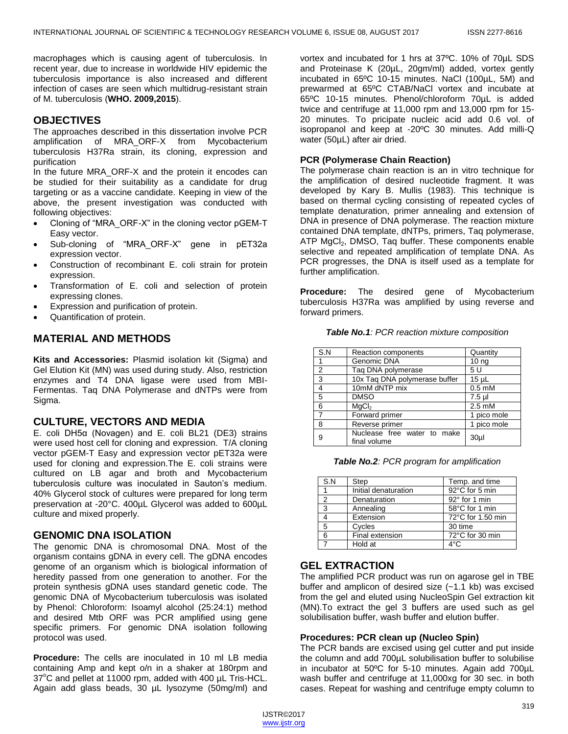macrophages which is causing agent of tuberculosis. In recent year, due to increase in worldwide HIV epidemic the tuberculosis importance is also increased and different infection of cases are seen which multidrug-resistant strain of M. tuberculosis (**WHO. 2009,2015**).

## OBJECTIVES

The approaches described in this dissertation involve PCR amplification of MRA_ORF-X from Mycobacterium tuberculosis H37Ra strain, its cloning, expression and purification

In the future MRA_ORF-X and the protein it encodes can be studied for their suitability as a candidate for drug targeting or as a vaccine candidate. Keeping in view of the above, the present investigation was conducted with following objectives:

- Cloning of "MRA_ORF-X" in the cloning vector pGEM-T Easy vector.
- Sub-cloning of "MRA_ORF-X" gene in pET32a expression vector.
- Construction of recombinant E. coli strain for protein expression.
- Transformation of E. coli and selection of protein expressing clones.
- Expression and purification of protein.
- Quantification of protein.

## MATERIAL AND METHODS

**Kits and Accessories:** Plasmid isolation kit (Sigma) and Gel Elution Kit (MN) was used during study. Also, restriction enzymes and T4 DNA ligase were used from MBI-Fermentas. Taq DNA Polymerase and dNTPs were from Sigma.

## CULTURE, VECTORS AND MEDIA

E. coli DH5α (Novagen) and E. coli BL21 (DE3) strains were used host cell for cloning and expression. T/A cloning vector pGEM-T Easy and expression vector pET32a were used for cloning and expression.The E. coli strains were cultured on LB agar and broth and Mycobacterium tuberculosis culture was inoculated in Sauton's medium. 40% Glycerol stock of cultures were prepared for long term preservation at -20°C. 400μL Glycerol was added to 600μL culture and mixed properly.

## GENOMIC DNA ISOLATION

The genomic DNA is chromosomal DNA. Most of the organism contains gDNA in every cell. The gDNA encodes genome of an organism which is biological information of heredity passed from one generation to another. For the protein synthesis gDNA uses standard genetic code. The genomic DNA of Mycobacterium tuberculosis was isolated by Phenol: Chloroform: Isoamyl alcohol (25:24:1) method and desired Mtb ORF was PCR amplified using gene specific primers. For genomic DNA isolation following protocol was used.

**Procedure:** The cells are inoculated in 10 ml LB media containing Amp and kept o/n in a shaker at 180rpm and 37$^{o}$C and pellet at 11000 rpm, added with 400 μL Tris-HCL. Again add glass beads, 30 μL lysozyme (50mg/ml) and vortex and incubated for 1 hrs at 37ºC. 10% of 70μL SDS and Proteinase K (20μL, 20gm/ml) added, vortex gently incubated in 65ºC 10-15 minutes. NaCl (100μL, 5M) and prewarmed at 65ºC CTAB/NaCl vortex and incubate at 65ºC 10-15 minutes. Phenol/chloroform 70μL is added twice and centrifuge at 11,000 rpm and 13,000 rpm for 15-20 minutes. To pricipate nucleic acid add 0.6 vol. of isopropanol and keep at -20ºC 30 minutes. Add milli-Q water (50μL) after air dried.

### PCR (Polymerase Chain Reaction)

The polymerase chain reaction is an in vitro technique for the amplification of desired nucleotide fragment. It was developed by Kary B. Mullis (1983). This technique is based on thermal cycling consisting of repeated cycles of template denaturation, primer annealing and extension of DNA in presence of DNA polymerase. The reaction mixture contained DNA template, dNTPs, primers, Taq polymerase, ATP $MgCl_2$, DMSO, Taq buffer. These components enable selective and repeated amplification of template DNA. As PCR progresses, the DNA is itself used as a template for further amplification.

**Procedure:** The desired gene of Mycobacterium tuberculosis H37Ra was amplified by using reverse and forward primers.

***Table No.1****: PCR reaction mixture composition*

| S.N | Reaction components | Quantity |
|---|---|---|
| 1 | Genomic DNA | 10 ng |
| 2 | Taq DNA polymerase | 5 U |
| 3 | 10x Taq DNA polymerase buffer | 15 µL |
| 4 | 10mM dNTP mix | 0.5 mM |
| 5 | DMSO | 7.5 µl |
| 6 | $MgCl_2$ | 2.5 mM |
| 7 | Forward primer | 1 pico mole |
| 8 | Reverse primer | 1 pico mole |
| 9 | Nuclease free water to make final volume | 30µl |

***Table No.2****: PCR program for amplification*

| S.N | Step | Temp. and time |
|---|---|---|
| 1 | Initial denaturation | 92°C for 5 min |
| 2 | Denaturation | 92° for 1 min |
| 3 | Annealing | 58°C for 1 min |
| 4 | Extension | 72°C for 1.50 min |
| 5 | Cycles | 30 time |
| 6 | Final extension | 72°C for 30 min |
| 7 | Hold at | 4°C |

## GEL EXTRACTION

The amplified PCR product was run on agarose gel in TBE buffer and amplicon of desired size (~1.1 kb) was excised from the gel and eluted using NucleoSpin Gel extraction kit (MN).To extract the gel 3 buffers are used such as gel solubilisation buffer, wash buffer and elution buffer.

### Procedures: PCR clean up (Nucleo Spin)

The PCR bands are excised using gel cutter and put inside the column and add 700µL solubilisation buffer to solubilise in incubator at 50ºC for 5-10 minutes. Again add 700µL wash buffer and centrifuge at 11,000xg for 30 sec. in both cases. Repeat for washing and centrifuge empty column to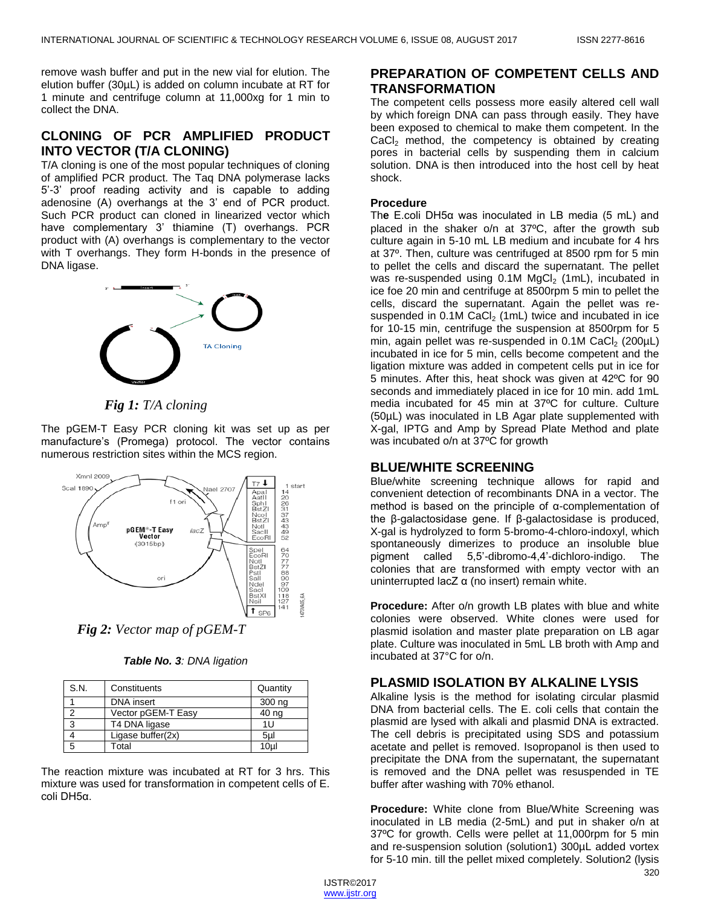remove wash buffer and put in the new vial for elution. The elution buffer (30µL) is added on column incubate at RT for 1 minute and centrifuge column at 11,000xg for 1 min to collect the DNA.

## CLONING OF PCR AMPLIFIED PRODUCT INTO VECTOR (T/A CLONING)

T/A cloning is one of the most popular techniques of cloning of amplified PCR product. The Taq DNA polymerase lacks 5'-3' proof reading activity and is capable to adding adenosine (A) overhangs at the 3' end of PCR product. Such PCR product can cloned in linearized vector which have complementary 3' thiamine (T) overhangs. PCR product with (A) overhangs is complementary to the vector with T overhangs. They form H-bonds in the presence of DNA ligase.

*Fig 1: T/A cloning*

The pGEM-T Easy PCR cloning kit was set up as per manufacture's (Promega) protocol. The vector contains numerous restriction sites within the MCS region.

*Fig 2: Vector map of pGEM-T*

***Table No. 3**: DNA ligation*

| S.N. | Constituents | Quantity |
|---|---|---|
| 1 | DNA insert | 300 ng |
| 2 | Vector pGEM-T Easy | 40 ng |
| 3 | T4 DNA ligase | 1U |
| 4 | Ligase buffer(2x) | 5µl |
| 5 | Total | 10µl |

The reaction mixture was incubated at RT for 3 hrs. This mixture was used for transformation in competent cells of E. coli DH5α.

## PREPARATION OF COMPETENT CELLS AND TRANSFORMATION

The competent cells possess more easily altered cell wall by which foreign DNA can pass through easily. They have been exposed to chemical to make them competent. In the $CaCl_2$ method, the competency is obtained by creating pores in bacterial cells by suspending them in calcium solution. DNA is then introduced into the host cell by heat shock.

### Procedure

The E.coli DH5α was inoculated in LB media (5 mL) and placed in the shaker o/n at 37ºC, after the growth sub culture again in 5-10 mL LB medium and incubate for 4 hrs at 37º. Then, culture was centrifuged at 8500 rpm for 5 min to pellet the cells and discard the supernatant. The pellet was re-suspended using 0.1M $MgCl_2$ (1mL), incubated in ice foe 20 min and centrifuge at 8500rpm 5 min to pellet the cells, discard the supernatant. Again the pellet was re-suspended in 0.1M $CaCl_2$ (1mL) twice and incubated in ice for 10-15 min, centrifuge the suspension at 8500rpm for 5 min, again pellet was re-suspended in 0.1M $CaCl_2$ (200µL) incubated in ice for 5 min, cells become competent and the ligation mixture was added in competent cells put in ice for 5 minutes. After this, heat shock was given at 42ºC for 90 seconds and immediately placed in ice for 10 min. add 1mL media incubated for 45 min at 37ºC for culture. Culture (50µL) was inoculated in LB Agar plate supplemented with X-gal, IPTG and Amp by Spread Plate Method and plate was incubated o/n at 37ºC for growth

## BLUE/WHITE SCREENING

Blue/white screening technique allows for rapid and convenient detection of recombinants DNA in a vector. The method is based on the principle of α-complementation of the β-galactosidase gene. If β-galactosidase is produced, X-gal is hydrolyzed to form 5-bromo-4-chloro-indoxyl, which spontaneously dimerizes to produce an insoluble blue pigment called 5,5'-dibromo-4,4'-dichloro-indigo. The colonies that are transformed with empty vector with an uninterrupted lacZ α (no insert) remain white.

**Procedure:** After o/n growth LB plates with blue and white colonies were observed. White clones were used for plasmid isolation and master plate preparation on LB agar plate. Culture was inoculated in 5mL LB broth with Amp and incubated at 37°C for o/n.

## PLASMID ISOLATION BY ALKALINE LYSIS

Alkaline lysis is the method for isolating circular plasmid DNA from bacterial cells. The E. coli cells that contain the plasmid are lysed with alkali and plasmid DNA is extracted. The cell debris is precipitated using SDS and potassium acetate and pellet is removed. Isopropanol is then used to precipitate the DNA from the supernatant, the supernatant is removed and the DNA pellet was resuspended in TE buffer after washing with 70% ethanol.

**Procedure:** White clone from Blue/White Screening was inoculated in LB media (2-5mL) and put in shaker o/n at 37ºC for growth. Cells were pellet at 11,000rpm for 5 min and re-suspension solution (solution1) 300µL added vortex for 5-10 min. till the pellet mixed completely. Solution2 (lysis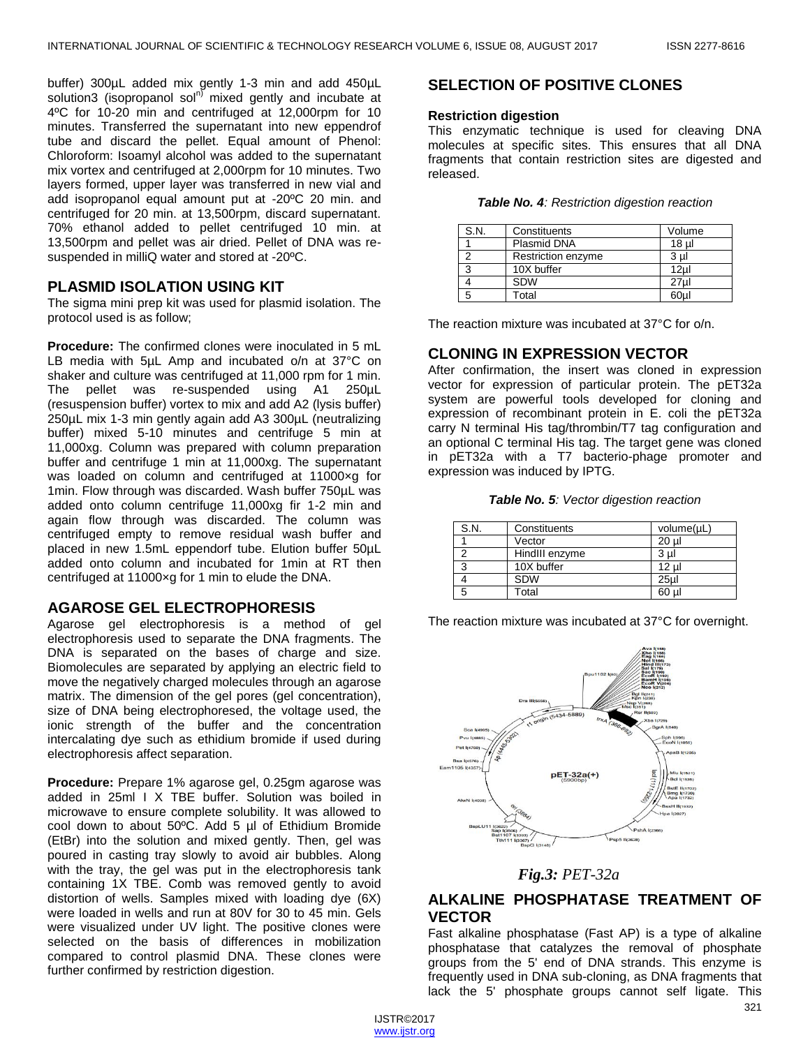buffer) 300µL added mix gently 1-3 min and add 450µL solution3 (isopropanol sol[n]) mixed gently and incubate at 4ºC for 10-20 min and centrifuged at 12,000rpm for 10 minutes. Transferred the supernatant into new eppendrof tube and discard the pellet. Equal amount of Phenol: Chloroform: Isoamyl alcohol was added to the supernatant mix vortex and centrifuged at 2,000rpm for 10 minutes. Two layers formed, upper layer was transferred in new vial and add isopropanol equal amount put at -20ºC 20 min. and centrifuged for 20 min. at 13,500rpm, discard supernatant. 70% ethanol added to pellet centrifuged 10 min. at 13,500rpm and pellet was air dried. Pellet of DNA was re-suspended in milliQ water and stored at -20ºC.

## PLASMID ISOLATION USING KIT

The sigma mini prep kit was used for plasmid isolation. The protocol used is as follow;

**Procedure:** The confirmed clones were inoculated in 5 mL LB media with 5µL Amp and incubated o/n at 37°C on shaker and culture was centrifuged at 11,000 rpm for 1 min. The pellet was re-suspended using A1 250µL (resuspension buffer) vortex to mix and add A2 (lysis buffer) 250µL mix 1-3 min gently again add A3 300µL (neutralizing buffer) mixed 5-10 minutes and centrifuge 5 min at 11,000xg. Column was prepared with column preparation buffer and centrifuge 1 min at 11,000xg. The supernatant was loaded on column and centrifuged at 11000×g for 1min. Flow through was discarded. Wash buffer 750µL was added onto column centrifuge 11,000xg fir 1-2 min and again flow through was discarded. The column was centrifuged empty to remove residual wash buffer and placed in new 1.5mL eppendorf tube. Elution buffer 50µL added onto column and incubated for 1min at RT then centrifuged at 11000×g for 1 min to elude the DNA.

## AGAROSE GEL ELECTROPHORESIS

Agarose gel electrophoresis is a method of gel electrophoresis used to separate the DNA fragments. The DNA is separated on the bases of charge and size. Biomolecules are separated by applying an electric field to move the negatively charged molecules through an agarose matrix. The dimension of the gel pores (gel concentration), size of DNA being electrophoresed, the voltage used, the ionic strength of the buffer and the concentration intercalating dye such as ethidium bromide if used during electrophoresis affect separation.

**Procedure:** Prepare 1% agarose gel, 0.25gm agarose was added in 25ml I X TBE buffer. Solution was boiled in microwave to ensure complete solubility. It was allowed to cool down to about 50ºC. Add 5 µl of Ethidium Bromide (EtBr) into the solution and mixed gently. Then, gel was poured in casting tray slowly to avoid air bubbles. Along with the tray, the gel was put in the electrophoresis tank containing 1X TBE. Comb was removed gently to avoid distortion of wells. Samples mixed with loading dye (6X) were loaded in wells and run at 80V for 30 to 45 min. Gels were visualized under UV light. The positive clones were selected on the basis of differences in mobilization compared to control plasmid DNA. These clones were further confirmed by restriction digestion.

## SELECTION OF POSITIVE CLONES

### Restriction digestion

This enzymatic technique is used for cleaving DNA molecules at specific sites. This ensures that all DNA fragments that contain restriction sites are digested and released.

***Table No. 4**: Restriction digestion reaction*

| S.N. | Constituents | Volume |
|---|---|---|
| 1 | Plasmid DNA | 18 µl |
| 2 | Restriction enzyme | 3 µl |
| 3 | 10X buffer | 12µl |
| 4 | SDW | 27µl |
| 5 | Total | 60µl |

The reaction mixture was incubated at 37°C for o/n.

## CLONING IN EXPRESSION VECTOR

After confirmation, the insert was cloned in expression vector for expression of particular protein. The pET32a system are powerful tools developed for cloning and expression of recombinant protein in E. coli the pET32a carry N terminal His tag/thrombin/T7 tag configuration and an optional C terminal His tag. The target gene was cloned in pET32a with a T7 bacterio-phage promoter and expression was induced by IPTG.

***Table No. 5**: Vector digestion reaction*

| S.N. | Constituents | volume(µL) |
|---|---|---|
| 1 | Vector | 20 µl |
| 2 | HindIII enzyme | 3 µl |
| 3 | 10X buffer | 12 µl |
| 4 | SDW | 25µl |
| 5 | Total | 60 µl |

The reaction mixture was incubated at 37°C for overnight.

***Fig.3:** PET-32a*

## ALKALINE PHOSPHATASE TREATMENT OF VECTOR

Fast alkaline phosphatase (Fast AP) is a type of alkaline phosphatase that catalyzes the removal of phosphate groups from the 5' end of DNA strands. This enzyme is frequently used in DNA sub-cloning, as DNA fragments that lack the 5' phosphate groups cannot self ligate. This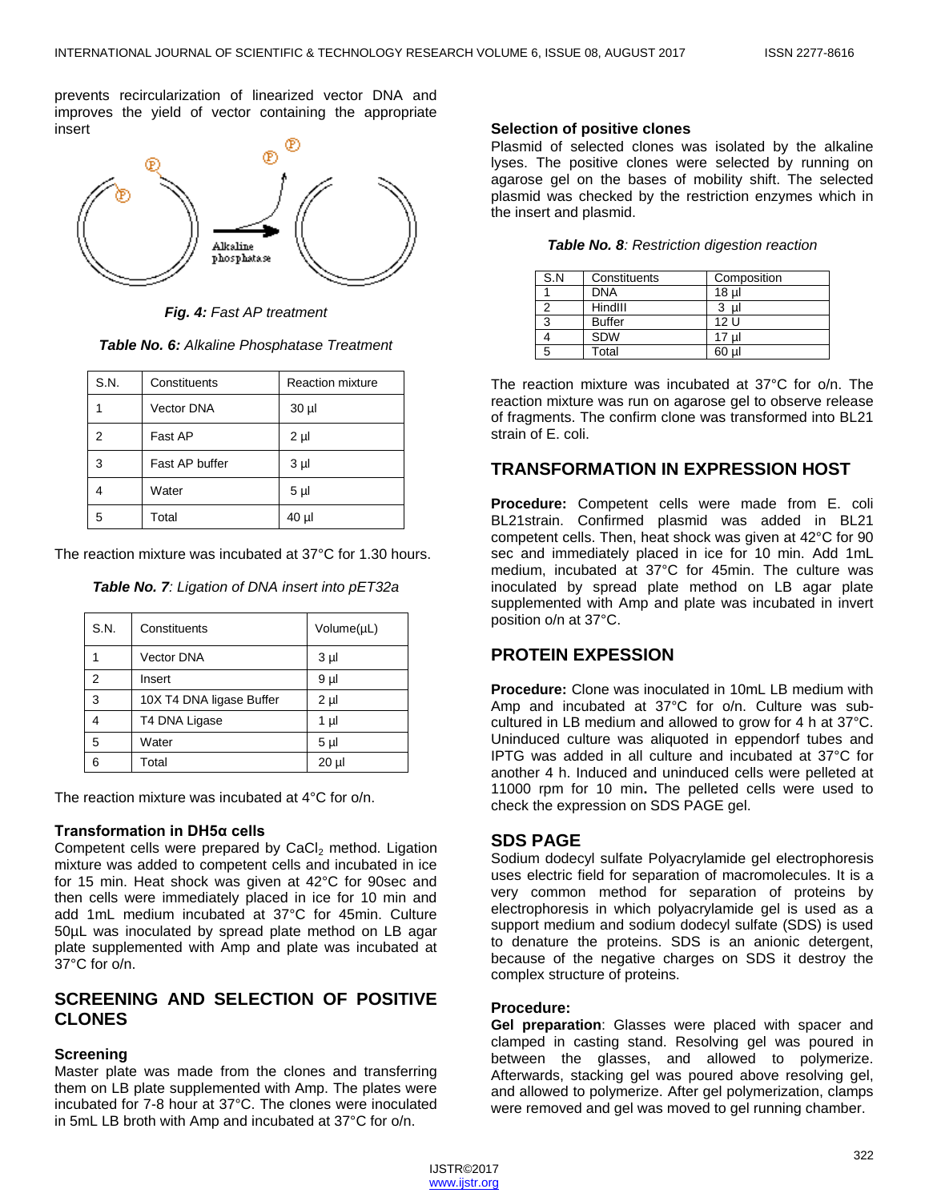prevents recircularization of linearized vector DNA and improves the yield of vector containing the appropriate insert

***Fig. 4:*** *Fast AP treatment*

***Table No. 6:*** *Alkaline Phosphatase Treatment*

| S.N. | Constituents | Reaction mixture |
|---|---|---|
| 1 | Vector DNA | 30 µl |
| 2 | Fast AP | 2 µl |
| 3 | Fast AP buffer | 3 µl |
| 4 | Water | 5 µl |
| 5 | Total | 40 µl |

The reaction mixture was incubated at 37°C for 1.30 hours.

***Table No. 7****: Ligation of DNA insert into pET32a*

| S.N. | Constituents | Volume(µL) |
|---|---|---|
| 1 | Vector DNA | 3 µl |
| 2 | Insert | 9 µl |
| 3 | 10X T4 DNA ligase Buffer | 2 µl |
| 4 | T4 DNA Ligase | 1 µl |
| 5 | Water | 5 µl |
| 6 | Total | 20 µl |

The reaction mixture was incubated at 4°C for o/n.

### Transformation in DH5α cells

Competent cells were prepared by $CaCl_2$ method. Ligation mixture was added to competent cells and incubated in ice for 15 min. Heat shock was given at 42°C for 90sec and then cells were immediately placed in ice for 10 min and add 1mL medium incubated at 37°C for 45min. Culture 50µL was inoculated by spread plate method on LB agar plate supplemented with Amp and plate was incubated at 37°C for o/n.

## SCREENING AND SELECTION OF POSITIVE CLONES

### Screening

Master plate was made from the clones and transferring them on LB plate supplemented with Amp. The plates were incubated for 7-8 hour at 37°C. The clones were inoculated in 5mL LB broth with Amp and incubated at 37°C for o/n.

### Selection of positive clones

Plasmid of selected clones was isolated by the alkaline lyses. The positive clones were selected by running on agarose gel on the bases of mobility shift. The selected plasmid was checked by the restriction enzymes which in the insert and plasmid.

***Table No. 8****: Restriction digestion reaction*

| S.N | Constituents | Composition |
|---|---|---|
| 1 | DNA | 18 µl |
| 2 | HindIII | 3 µl |
| 3 | Buffer | 12 U |
| 4 | SDW | 17 µl |
| 5 | Total | 60 µl |

The reaction mixture was incubated at 37°C for o/n. The reaction mixture was run on agarose gel to observe release of fragments. The confirm clone was transformed into BL21 strain of E. coli.

## TRANSFORMATION IN EXPRESSION HOST

**Procedure:** Competent cells were made from E. coli BL21strain. Confirmed plasmid was added in BL21 competent cells. Then, heat shock was given at 42°C for 90 sec and immediately placed in ice for 10 min. Add 1mL medium, incubated at 37°C for 45min. The culture was inoculated by spread plate method on LB agar plate supplemented with Amp and plate was incubated in invert position o/n at 37°C.

## PROTEIN EXPRESSION

**Procedure:** Clone was inoculated in 10mL LB medium with Amp and incubated at 37°C for o/n. Culture was sub-cultured in LB medium and allowed to grow for 4 h at 37°C. Uninduced culture was aliquoted in eppendorf tubes and IPTG was added in all culture and incubated at 37°C for another 4 h. Induced and uninduced cells were pelleted at 11000 rpm for 10 min**.** The pelleted cells were used to check the expression on SDS PAGE gel.

## SDS PAGE

Sodium dodecyl sulfate Polyacrylamide gel electrophoresis uses electric field for separation of macromolecules. It is a very common method for separation of proteins by electrophoresis in which polyacrylamide gel is used as a support medium and sodium dodecyl sulfate (SDS) is used to denature the proteins. SDS is an anionic detergent, because of the negative charges on SDS it destroy the complex structure of proteins.

### Procedure:

**Gel preparation**: Glasses were placed with spacer and clamped in casting stand. Resolving gel was poured in between the glasses, and allowed to polymerize. Afterwards, stacking gel was poured above resolving gel, and allowed to polymerize. After gel polymerization, clamps were removed and gel was moved to gel running chamber.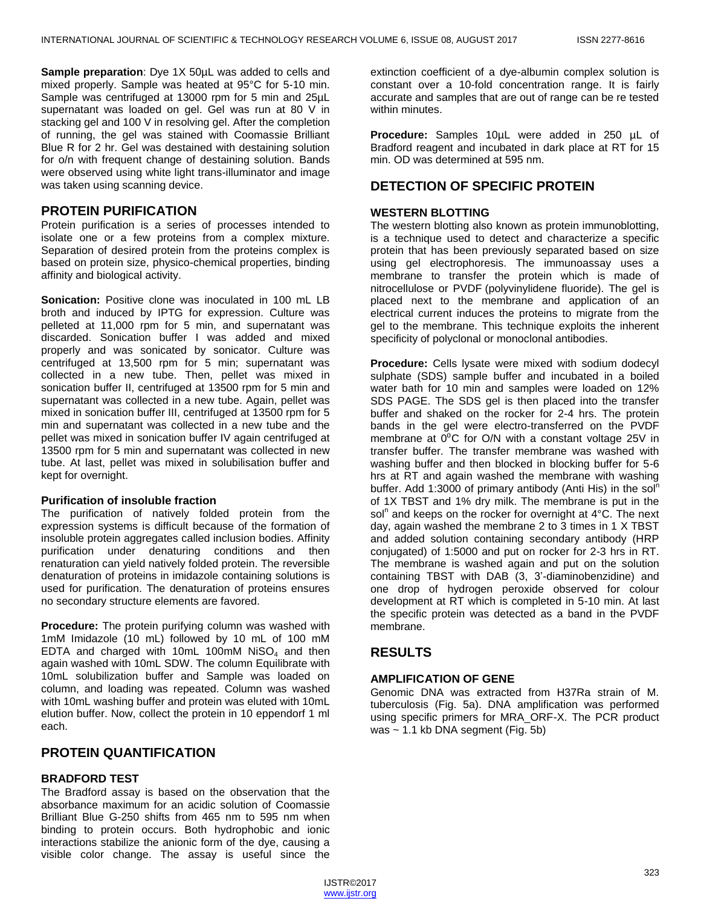**Sample preparation**: Dye 1X 50µL was added to cells and mixed properly. Sample was heated at 95°C for 5-10 min. Sample was centrifuged at 13000 rpm for 5 min and 25µL supernatant was loaded on gel. Gel was run at 80 V in stacking gel and 100 V in resolving gel. After the completion of running, the gel was stained with Coomassie Brilliant Blue R for 2 hr. Gel was destained with destaining solution for o/n with frequent change of destaining solution. Bands were observed using white light trans-illuminator and image was taken using scanning device.

## PROTEIN PURIFICATION

Protein purification is a series of processes intended to isolate one or a few proteins from a complex mixture. Separation of desired protein from the proteins complex is based on protein size, physico-chemical properties, binding affinity and biological activity.

**Sonication:** Positive clone was inoculated in 100 mL LB broth and induced by IPTG for expression. Culture was pelleted at 11,000 rpm for 5 min, and supernatant was discarded. Sonication buffer I was added and mixed properly and was sonicated by sonicator. Culture was centrifuged at 13,500 rpm for 5 min; supernatant was collected in a new tube. Then, pellet was mixed in sonication buffer II, centrifuged at 13500 rpm for 5 min and supernatant was collected in a new tube. Again, pellet was mixed in sonication buffer III, centrifuged at 13500 rpm for 5 min and supernatant was collected in a new tube and the pellet was mixed in sonication buffer IV again centrifuged at 13500 rpm for 5 min and supernatant was collected in new tube. At last, pellet was mixed in solubilisation buffer and kept for overnight.

### Purification of insoluble fraction

The purification of natively folded protein from the expression systems is difficult because of the formation of insoluble protein aggregates called inclusion bodies. Affinity purification under denaturing conditions and then renaturation can yield natively folded protein. The reversible denaturation of proteins in imidazole containing solutions is used for purification. The denaturation of proteins ensures no secondary structure elements are favored.

**Procedure:** The protein purifying column was washed with 1mM Imidazole (10 mL) followed by 10 mL of 100 mM EDTA and charged with 10mL 100mM $NiSO_4$ and then again washed with 10mL SDW. The column Equilibrate with 10mL solubilization buffer and Sample was loaded on column, and loading was repeated. Column was washed with 10mL washing buffer and protein was eluted with 10mL elution buffer. Now, collect the protein in 10 eppendorf 1 ml each.

## PROTEIN QUANTIFICATION

### BRADFORD TEST

The Bradford assay is based on the observation that the absorbance maximum for an acidic solution of Coomassie Brilliant Blue G-250 shifts from 465 nm to 595 nm when binding to protein occurs. Both hydrophobic and ionic interactions stabilize the anionic form of the dye, causing a visible color change. The assay is useful since the extinction coefficient of a dye-albumin complex solution is constant over a 10-fold concentration range. It is fairly accurate and samples that are out of range can be re tested within minutes.

**Procedure:** Samples 10µL were added in 250 µL of Bradford reagent and incubated in dark place at RT for 15 min. OD was determined at 595 nm.

## DETECTION OF SPECIFIC PROTEIN

### WESTERN BLOTTING

The western blotting also known as protein immunoblotting, is a technique used to detect and characterize a specific protein that has been previously separated based on size using gel electrophoresis. The immunoassay uses a membrane to transfer the protein which is made of nitrocellulose or PVDF (polyvinylidene fluoride). The gel is placed next to the membrane and application of an electrical current induces the proteins to migrate from the gel to the membrane. This technique exploits the inherent specificity of polyclonal or monoclonal antibodies.

**Procedure:** Cells lysate were mixed with sodium dodecyl sulphate (SDS) sample buffer and incubated in a boiled water bath for 10 min and samples were loaded on 12% SDS PAGE. The SDS gel is then placed into the transfer buffer and shaked on the rocker for 2-4 hrs. The protein bands in the gel were electro-transferred on the PVDF membrane at $0^0$C for O/N with a constant voltage 25V in transfer buffer. The transfer membrane was washed with washing buffer and then blocked in blocking buffer for 5-6 hrs at RT and again washed the membrane with washing buffer. Add 1:3000 of primary antibody (Anti His) in the $sol^n$ of 1X TBST and 1% dry milk. The membrane is put in the $sol^n$ and keeps on the rocker for overnight at 4°C. The next day, again washed the membrane 2 to 3 times in 1 X TBST and added solution containing secondary antibody (HRP conjugated) of 1:5000 and put on rocker for 2-3 hrs in RT. The membrane is washed again and put on the solution containing TBST with DAB (3, 3'-diaminobenzidine) and one drop of hydrogen peroxide observed for colour development at RT which is completed in 5-10 min. At last the specific protein was detected as a band in the PVDF membrane.

## RESULTS

### AMPLIFICATION OF GENE

Genomic DNA was extracted from H37Ra strain of M. tuberculosis (Fig. 5a). DNA amplification was performed using specific primers for MRA_ORF-X. The PCR product was ~ 1.1 kb DNA segment (Fig. 5b)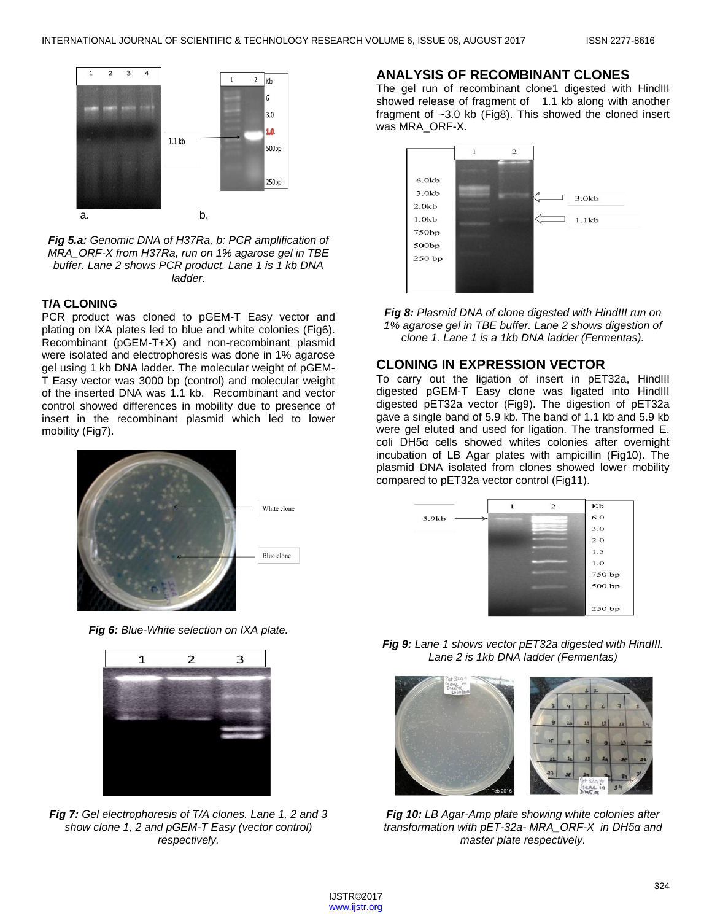a. b.

1.1 kb

*Fig 5.a: Genomic DNA of H37Ra, b: PCR amplification of MRA_ORF-X from H37Ra, run on 1% agarose gel in TBE buffer. Lane 2 shows PCR product. Lane 1 is 1 kb DNA ladder.*

### T/A CLONING

PCR product was cloned to pGEM-T Easy vector and plating on IXA plates led to blue and white colonies (Fig6). Recombinant (pGEM-T+X) and non-recombinant plasmid were isolated and electrophoresis was done in 1% agarose gel using 1 kb DNA ladder. The molecular weight of pGEM-T Easy vector was 3000 bp (control) and molecular weight of the inserted DNA was 1.1 kb. Recombinant and vector control showed differences in mobility due to presence of insert in the recombinant plasmid which led to lower mobility (Fig7).

White clone

Blue clone

***Fig 6:*** *Blue-White selection on IXA plate.*

***Fig 7:*** *Gel electrophoresis of T/A clones. Lane 1, 2 and 3 show clone 1, 2 and pGEM-T Easy (vector control) respectively.*

### ANALYSIS OF RECOMBINANT CLONES

The gel run of recombinant clone1 digested with HindIII showed release of fragment of 1.1 kb along with another fragment of ~3.0 kb (Fig8). This showed the cloned insert was MRA_ORF-X.

***Fig 8:*** *Plasmid DNA of clone digested with HindIII run on 1% agarose gel in TBE buffer. Lane 2 shows digestion of clone 1. Lane 1 is a 1kb DNA ladder (Fermentas).*

### CLONING IN EXPRESSION VECTOR

To carry out the ligation of insert in pET32a, HindIII digested pGEM-T Easy clone was ligated into HindIII digested pET32a vector (Fig9). The digestion of pET32a gave a single band of 5.9 kb. The band of 1.1 kb and 5.9 kb were gel eluted and used for ligation. The transformed E. coli DH5α cells showed whites colonies after overnight incubation of LB Agar plates with ampicillin (Fig10). The plasmid DNA isolated from clones showed lower mobility compared to pET32a vector control (Fig11).

***Fig 9:*** *Lane 1 shows vector pET32a digested with HindIII. Lane 2 is 1kb DNA ladder (Fermentas)*

***Fig 10:*** *LB Agar-Amp plate showing white colonies after transformation with pET-32a- MRA_ORF-X in DH5α and master plate respectively.*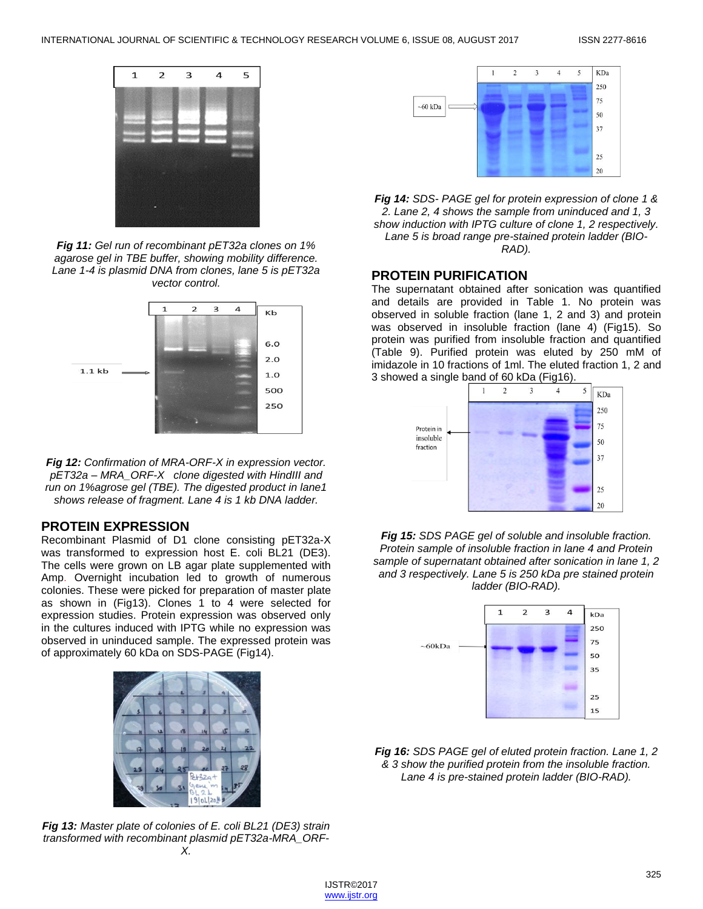***Fig 11:*** *Gel run of recombinant pET32a clones on 1% agarose gel in TBE buffer, showing mobility difference. Lane 1-4 is plasmid DNA from clones, lane 5 is pET32a vector control.*

***Fig 12:*** *Confirmation of MRA-ORF-X in expression vector. pET32a – MRA_ORF-X clone digested with HindIII and run on 1%agrose gel (TBE). The digested product in lane1 shows release of fragment. Lane 4 is 1 kb DNA ladder.*

## PROTEIN EXPRESSION

Recombinant Plasmid of D1 clone consisting pET32a-X was transformed to expression host E. coli BL21 (DE3). The cells were grown on LB agar plate supplemented with Amp. Overnight incubation led to growth of numerous colonies. These were picked for preparation of master plate as shown in (Fig13). Clones 1 to 4 were selected for expression studies. Protein expression was observed only in the cultures induced with IPTG while no expression was observed in uninduced sample. The expressed protein was of approximately 60 kDa on SDS-PAGE (Fig14).

***Fig 13:*** *Master plate of colonies of E. coli BL21 (DE3) strain transformed with recombinant plasmid pET32a-MRA_ORF-X.*

***Fig 14:*** *SDS- PAGE gel for protein expression of clone 1 & 2. Lane 2, 4 shows the sample from uninduced and 1, 3 show induction with IPTG culture of clone 1, 2 respectively. Lane 5 is broad range pre-stained protein ladder (BIO-RAD).*

## PROTEIN PURIFICATION

The supernatant obtained after sonication was quantified and details are provided in Table 1. No protein was observed in soluble fraction (lane 1, 2 and 3) and protein was observed in insoluble fraction (lane 4) (Fig15). So protein was purified from insoluble fraction and quantified (Table 9). Purified protein was eluted by 250 mM of imidazole in 10 fractions of 1ml. The eluted fraction 1, 2 and 3 showed a single band of 60 kDa (Fig16).

***Fig 15:*** *SDS PAGE gel of soluble and insoluble fraction. Protein sample of insoluble fraction in lane 4 and Protein sample of supernatant obtained after sonication in lane 1, 2 and 3 respectively. Lane 5 is 250 kDa pre stained protein ladder (BIO-RAD).*

***Fig 16:*** *SDS PAGE gel of eluted protein fraction. Lane 1, 2 & 3 show the purified protein from the insoluble fraction. Lane 4 is pre-stained protein ladder (BIO-RAD).*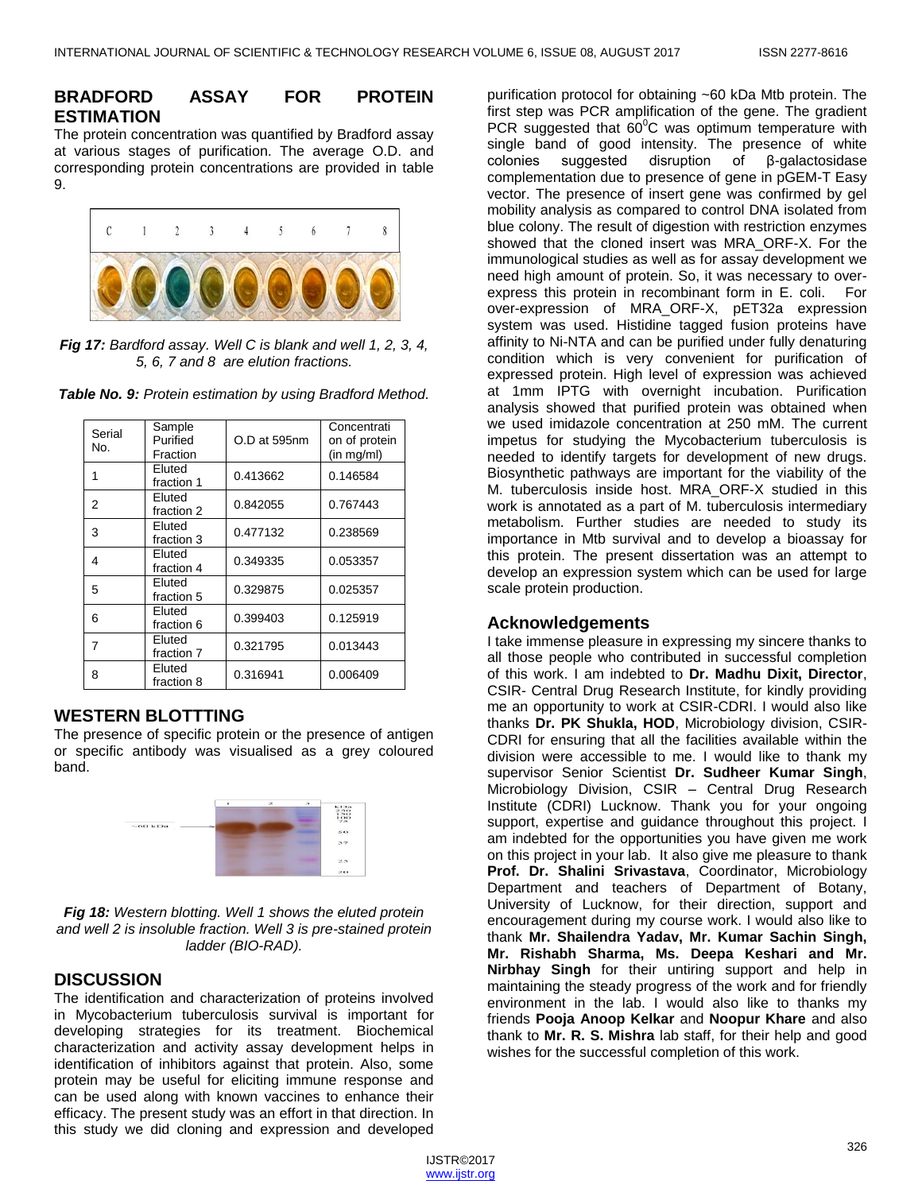## BRADFORD ASSAY FOR PROTEIN ESTIMATION

The protein concentration was quantified by Bradford assay at various stages of purification. The average O.D. and corresponding protein concentrations are provided in table 9.

***Fig 17:*** *Bardford assay. Well C is blank and well 1, 2, 3, 4, 5, 6, 7 and 8 are elution fractions.*

***Table No. 9:*** *Protein estimation by using Bradford Method.*

| Serial No. | Sample Purified Fraction | O.D at 595nm | Concentration of protein (in mg/ml) |
|---|---|---|---|
| 1 | Eluted fraction 1 | 0.413662 | 0.146584 |
| 2 | Eluted fraction 2 | 0.842055 | 0.767443 |
| 3 | Eluted fraction 3 | 0.477132 | 0.238569 |
| 4 | Eluted fraction 4 | 0.349335 | 0.053357 |
| 5 | Eluted fraction 5 | 0.329875 | 0.025357 |
| 6 | Eluted fraction 6 | 0.399403 | 0.125919 |
| 7 | Eluted fraction 7 | 0.321795 | 0.013443 |
| 8 | Eluted fraction 8 | 0.316941 | 0.006409 |

## WESTERN BLOTTTING

The presence of specific protein or the presence of antigen or specific antibody was visualised as a grey coloured band.

***Fig 18:*** *Western blotting. Well 1 shows the eluted protein and well 2 is insoluble fraction. Well 3 is pre-stained protein ladder (BIO-RAD).*

## DISCUSSION

The identification and characterization of proteins involved in Mycobacterium tuberculosis survival is important for developing strategies for its treatment. Biochemical characterization and activity assay development helps in identification of inhibitors against that protein. Also, some protein may be useful for eliciting immune response and can be used along with known vaccines to enhance their efficacy. The present study was an effort in that direction. In this study we did cloning and expression and developed purification protocol for obtaining ~60 kDa Mtb protein. The first step was PCR amplification of the gene. The gradient PCR suggested that $60^0$C was optimum temperature with single band of good intensity. The presence of white colonies suggested disruption of β-galactosidase complementation due to presence of gene in pGEM-T Easy vector. The presence of insert gene was confirmed by gel mobility analysis as compared to control DNA isolated from blue colony. The result of digestion with restriction enzymes showed that the cloned insert was MRA_ORF-X. For the immunological studies as well as for assay development we need high amount of protein. So, it was necessary to over-express this protein in recombinant form in E. coli. For over-expression of MRA_ORF-X, pET32a expression system was used. Histidine tagged fusion proteins have affinity to Ni-NTA and can be purified under fully denaturing condition which is very convenient for purification of expressed protein. High level of expression was achieved at 1mm IPTG with overnight incubation. Purification analysis showed that purified protein was obtained when we used imidazole concentration at 250 mM. The current impetus for studying the Mycobacterium tuberculosis is needed to identify targets for development of new drugs. Biosynthetic pathways are important for the viability of the M. tuberculosis inside host. MRA_ORF-X studied in this work is annotated as a part of M. tuberculosis intermediary metabolism. Further studies are needed to study its importance in Mtb survival and to develop a bioassay for this protein. The present dissertation was an attempt to develop an expression system which can be used for large scale protein production.

## Acknowledgements

I take immense pleasure in expressing my sincere thanks to all those people who contributed in successful completion of this work. I am indebted to **Dr. Madhu Dixit, Director**, CSIR- Central Drug Research Institute, for kindly providing me an opportunity to work at CSIR-CDRI. I would also like thanks **Dr. PK Shukla, HOD**, Microbiology division, CSIR-CDRI for ensuring that all the facilities available within the division were accessible to me. I would like to thank my supervisor Senior Scientist **Dr. Sudheer Kumar Singh**, Microbiology Division, CSIR – Central Drug Research Institute (CDRI) Lucknow. Thank you for your ongoing support, expertise and guidance throughout this project. I am indebted for the opportunities you have given me work on this project in your lab. It also give me pleasure to thank **Prof. Dr. Shalini Srivastava**, Coordinator, Microbiology Department and teachers of Department of Botany, University of Lucknow, for their direction, support and encouragement during my course work. I would also like to thank **Mr. Shailendra Yadav, Mr. Kumar Sachin Singh, Mr. Rishabh Sharma, Ms. Deepa Keshari and Mr. Nirbhay Singh** for their untiring support and help in maintaining the steady progress of the work and for friendly environment in the lab. I would also like to thanks my friends **Pooja Anoop Kelkar** and **Noopur Khare** and also thank to **Mr. R. S. Mishra** lab staff, for their help and good wishes for the successful completion of this work.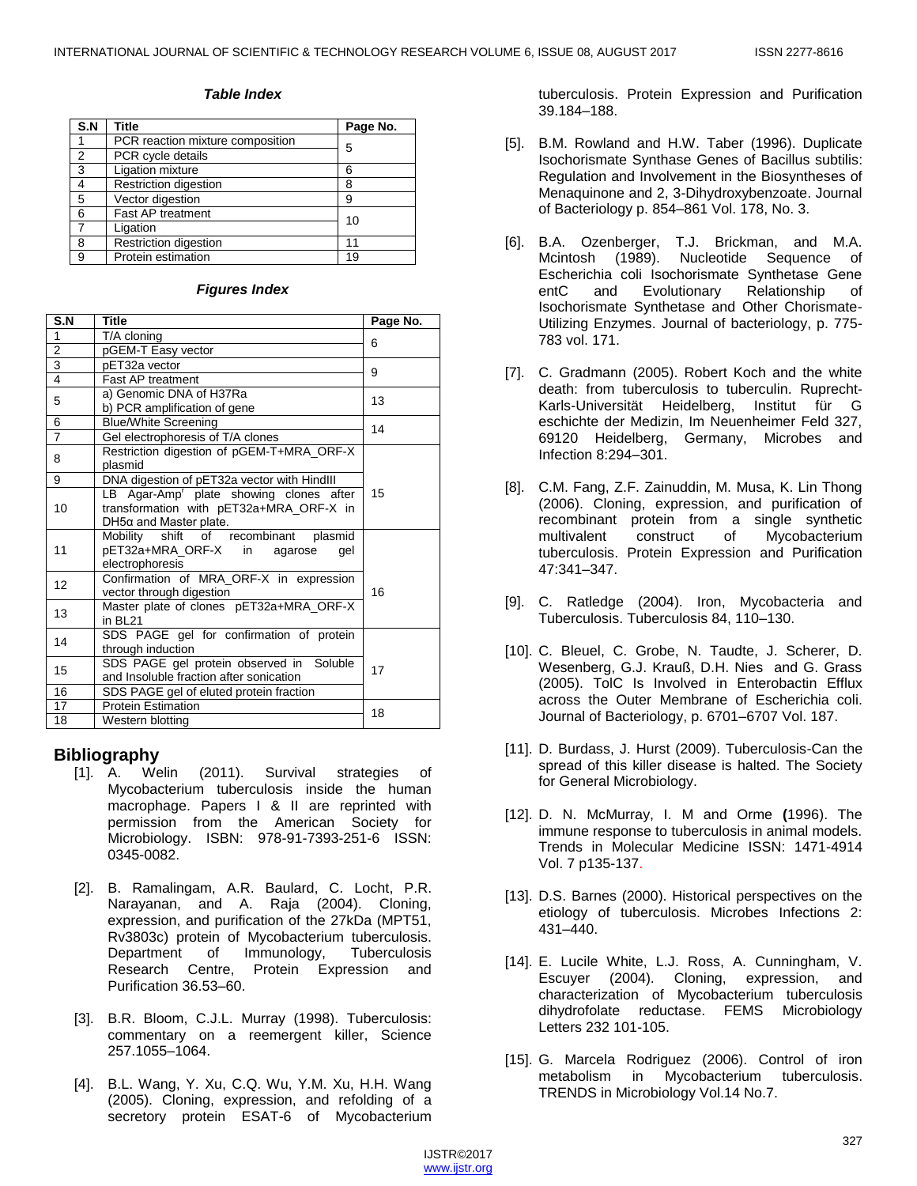*Table Index*

| S.N | Title | Page No. |
|---|---|---|
| 1 | PCR reaction mixture composition | 5 |
| 2 | PCR cycle details | |
| 3 | Ligation mixture | 6 |
| 4 | Restriction digestion | 8 |
| 5 | Vector digestion | 9 |
| 6 | Fast AP treatment | 10 |
| 7 | Ligation | |
| 8 | Restriction digestion | 11 |
| 9 | Protein estimation | 19 |

*Figures Index*

| S.N | Title | Page No. |
|---|---|---|
| 1 | T/A cloning | 6 |
| 2 | pGEM-T Easy vector | |
| 3 | pET32a vector | 9 |
| 4 | Fast AP treatment | |
| 5 | a) Genomic DNA of H37Ra<br>b) PCR amplification of gene | 13 |
| 6 | Blue/White Screening | 14 |
| 7 | Gel electrophoresis of T/A clones | |
| 8 | Restriction digestion of pGEM-T+MRA_ORF-X plasmid | 15 |
| 9 | DNA digestion of pET32a vector with HindIII | |
| 10 | LB Agar-Amp$^r$ plate showing clones after transformation with pET32a+MRA_ORF-X in DH5α and Master plate. | |
| 11 | Mobility shift of recombinant plasmid pET32a+MRA_ORF-X in agarose gel electrophoresis | 16 |
| 12 | Confirmation of MRA_ORF-X in expression vector through digestion | |
| 13 | Master plate of clones pET32a+MRA_ORF-X in BL21 | |
| 14 | SDS PAGE gel for confirmation of protein through induction | 17 |
| 15 | SDS PAGE gel protein observed in Soluble and Insoluble fraction after sonication | |
| 16 | SDS PAGE gel of eluted protein fraction | |
| 17 | Protein Estimation | 18 |
| 18 | Western blotting | |

## Bibliography

[1]. A. Welin (2011). Survival strategies of Mycobacterium tuberculosis inside the human macrophage. Papers I & II are reprinted with permission from the American Society for Microbiology. ISBN: 978-91-7393-251-6 ISSN: 0345-0082.

[2]. B. Ramalingam, A.R. Baulard, C. Locht, P.R. Narayanan, and A. Raja (2004). Cloning, expression, and purification of the 27kDa (MPT51, Rv3803c) protein of Mycobacterium tuberculosis. Department of Immunology, Tuberculosis Research Centre, Protein Expression and Purification 36.53–60.

[3]. B.R. Bloom, C.J.L. Murray (1998). Tuberculosis: commentary on a reemergent killer, Science 257.1055–1064.

[4]. B.L. Wang, Y. Xu, C.Q. Wu, Y.M. Xu, H.H. Wang (2005). Cloning, expression, and refolding of a secretory protein ESAT-6 of Mycobacterium tuberculosis. Protein Expression and Purification 39.184–188.

[5]. B.M. Rowland and H.W. Taber (1996). Duplicate Isochorismate Synthase Genes of Bacillus subtilis: Regulation and Involvement in the Biosyntheses of Menaquinone and 2, 3-Dihydroxybenzoate. Journal of Bacteriology p. 854–861 Vol. 178, No. 3.

[6]. B.A. Ozenberger, T.J. Brickman, and M.A. Mcintosh (1989). Nucleotide Sequence of Escherichia coli Isochorismate Synthetase Gene entC and Evolutionary Relationship of Isochorismate Synthetase and Other Chorismate-Utilizing Enzymes. Journal of bacteriology, p. 775-783 vol. 171.

[7]. C. Gradmann (2005). Robert Koch and the white death: from tuberculosis to tuberculin. Ruprecht-Karls-Universität Heidelberg, Institut für G eschichte der Medizin, Im Neuenheimer Feld 327, 69120 Heidelberg, Germany, Microbes and Infection 8:294–301.

[8]. C.M. Fang, Z.F. Zainuddin, M. Musa, K. Lin Thong (2006). Cloning, expression, and purification of recombinant protein from a single synthetic multivalent construct of Mycobacterium tuberculosis. Protein Expression and Purification 47:341–347.

[9]. C. Ratledge (2004). Iron, Mycobacteria and Tuberculosis. Tuberculosis 84, 110–130.

[10]. C. Bleuel, C. Grobe, N. Taudte, J. Scherer, D. Wesenberg, G.J. Krauß, D.H. Nies and G. Grass (2005). TolC Is Involved in Enterobactin Efflux across the Outer Membrane of Escherichia coli. Journal of Bacteriology, p. 6701–6707 Vol. 187.

[11]. D. Burdass, J. Hurst (2009). Tuberculosis-Can the spread of this killer disease is halted. The Society for General Microbiology.

[12]. D. N. McMurray, I. M and Orme (1996). The immune response to tuberculosis in animal models. Trends in Molecular Medicine ISSN: 1471-4914 Vol. 7 p135-137.

[13]. D.S. Barnes (2000). Historical perspectives on the etiology of tuberculosis. Microbes Infections 2: 431–440.

[14]. E. Lucile White, L.J. Ross, A. Cunningham, V. Escuyer (2004). Cloning, expression, and characterization of Mycobacterium tuberculosis dihydrofolate reductase. FEMS Microbiology Letters 232 101-105.

[15]. G. Marcela Rodriguez (2006). Control of iron metabolism in Mycobacterium tuberculosis. TRENDS in Microbiology Vol.14 No.7.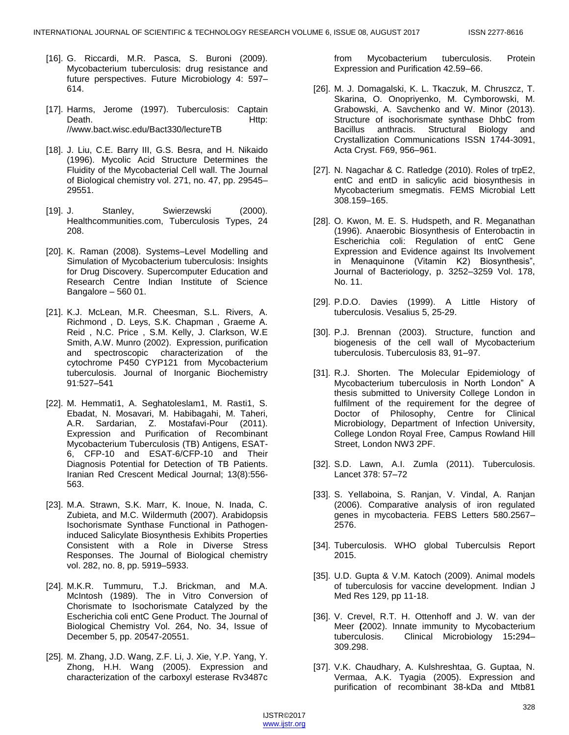[16]. G. Riccardi, M.R. Pasca, S. Buroni (2009). Mycobacterium tuberculosis: drug resistance and future perspectives. Future Microbiology 4: 597–614.

[17]. Harms, Jerome (1997). Tuberculosis: Captain Death. Http: //www.bact.wisc.edu/Bact330/lectureTB

[18]. J. Liu, C.E. Barry III, G.S. Besra, and H. Nikaido (1996). Mycolic Acid Structure Determines the Fluidity of the Mycobacterial Cell wall. The Journal of Biological chemistry vol. 271, no. 47, pp. 29545–29551.

[19]. J. Stanley, Swierzewski (2000). Healthcommunities.com, Tuberculosis Types, 24 208.

[20]. K. Raman (2008). Systems–Level Modelling and Simulation of Mycobacterium tuberculosis: Insights for Drug Discovery. Supercomputer Education and Research Centre Indian Institute of Science Bangalore – 560 01.

[21]. K.J. McLean, M.R. Cheesman, S.L. Rivers, A. Richmond , D. Leys, S.K. Chapman , Graeme A. Reid , N.C. Price , S.M. Kelly, J. Clarkson, W.E Smith, A.W. Munro (2002). Expression, purification and spectroscopic characterization of the cytochrome P450 CYP121 from Mycobacterium tuberculosis. Journal of Inorganic Biochemistry 91:527–541

[22]. M. Hemmati1, A. Seghatoleslam1, M. Rasti1, S. Ebadat, N. Mosavari, M. Habibagahi, M. Taheri, A.R. Sardarian, Z. Mostafavi-Pour (2011). Expression and Purification of Recombinant Mycobacterium Tuberculosis (TB) Antigens, ESAT-6, CFP-10 and ESAT-6/CFP-10 and Their Diagnosis Potential for Detection of TB Patients. Iranian Red Crescent Medical Journal; 13(8):556-563.

[23]. M.A. Strawn, S.K. Marr, K. Inoue, N. Inada, C. Zubieta, and M.C. Wildermuth (2007). Arabidopsis Isochorismate Synthase Functional in Pathogen-induced Salicylate Biosynthesis Exhibits Properties Consistent with a Role in Diverse Stress Responses. The Journal of Biological chemistry vol. 282, no. 8, pp. 5919–5933.

[24]. M.K.R. Tummuru, T.J. Brickman, and M.A. McIntosh (1989). The in Vitro Conversion of Chorismate to Isochorismate Catalyzed by the Escherichia coli entC Gene Product. The Journal of Biological Chemistry Vol. 264, No. 34, Issue of December 5, pp. 20547-20551.

[25]. M. Zhang, J.D. Wang, Z.F. Li, J. Xie, Y.P. Yang, Y. Zhong, H.H. Wang (2005). Expression and characterization of the carboxyl esterase Rv3487c from Mycobacterium tuberculosis. Protein Expression and Purification 42.59–66.

[26]. M. J. Domagalski, K. L. Tkaczuk, M. Chruszcz, T. Skarina, O. Onopriyenko, M. Cymborowski, M. Grabowski, A. Savchenko and W. Minor (2013). Structure of isochorismate synthase DhbC from Bacillus anthracis. Structural Biology and Crystallization Communications ISSN 1744-3091, Acta Cryst. F69, 956–961.

[27]. N. Nagachar & C. Ratledge (2010). Roles of trpE2, entC and entD in salicylic acid biosynthesis in Mycobacterium smegmatis. FEMS Microbial Lett 308.159–165.

[28]. O. Kwon, M. E. S. Hudspeth, and R. Meganathan (1996). Anaerobic Biosynthesis of Enterobactin in Escherichia coli: Regulation of entC Gene Expression and Evidence against Its Involvement in Menaquinone (Vitamin K2) Biosynthesis", Journal of Bacteriology, p. 3252–3259 Vol. 178, No. 11.

[29]. P.D.O. Davies (1999). A Little History of tuberculosis. Vesalius 5, 25-29.

[30]. P.J. Brennan (2003). Structure, function and biogenesis of the cell wall of Mycobacterium tuberculosis. Tuberculosis 83, 91–97.

[31]. R.J. Shorten. The Molecular Epidemiology of Mycobacterium tuberculosis in North London" A thesis submitted to University College London in fulfilment of the requirement for the degree of Doctor of Philosophy, Centre for Clinical Microbiology, Department of Infection University, College London Royal Free, Campus Rowland Hill Street, London NW3 2PF.

[32]. S.D. Lawn, A.I. Zumla (2011). Tuberculosis. Lancet 378: 57–72

[33]. S. Yellaboina, S. Ranjan, V. Vindal, A. Ranjan (2006). Comparative analysis of iron regulated genes in mycobacteria. FEBS Letters 580.2567–2576.

[34]. Tuberculosis. WHO global Tuberculsis Report 2015.

[35]. U.D. Gupta & V.M. Katoch (2009). Animal models of tuberculosis for vaccine development. Indian J Med Res 129, pp 11-18.

[36]. V. Crevel, R.T. H. Ottenhoff and J. W. van der Meer **(**2002). Innate immunity to Mycobacterium tuberculosis. Clinical Microbiology 15**:**294–309.298.

[37]. V.K. Chaudhary, A. Kulshreshtaa, G. Guptaa, N. Vermaa, A.K. Tyagia (2005). Expression and purification of recombinant 38-kDa and Mtb81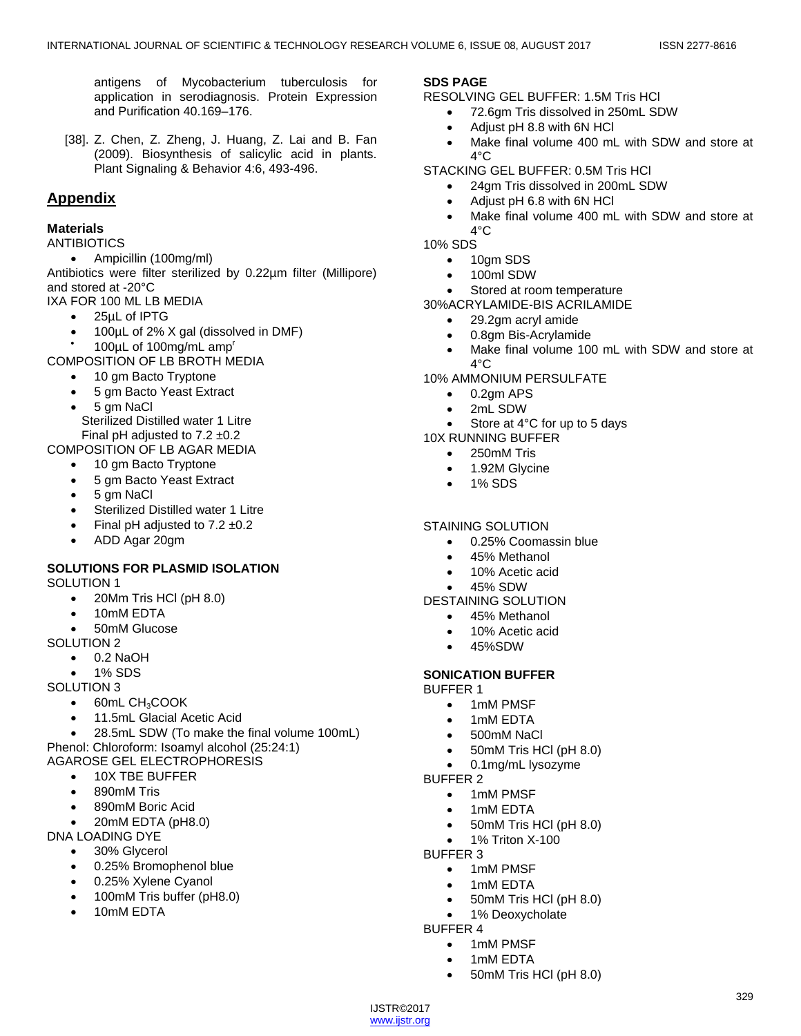antigens of Mycobacterium tuberculosis for application in serodiagnosis. Protein Expression and Purification 40.169–176.

[38]. Z. Chen, Z. Zheng, J. Huang, Z. Lai and B. Fan (2009). Biosynthesis of salicylic acid in plants. Plant Signaling & Behavior 4:6, 493-496.

## Appendix

### Materials

ANTIBIOTICS

- Ampicillin (100mg/ml)

Antibiotics were filter sterilized by 0.22µm filter (Millipore) and stored at -20°C

IXA FOR 100 ML LB MEDIA

- 25µL of IPTG
- 100µL of 2% X gal (dissolved in DMF)
- 100µL of 100mg/mL amp$^r$

COMPOSITION OF LB BROTH MEDIA

- 10 gm Bacto Tryptone
- 5 gm Bacto Yeast Extract
- 5 gm NaCl

Sterilized Distilled water 1 Litre
Final pH adjusted to 7.2 ±0.2

COMPOSITION OF LB AGAR MEDIA

- 10 gm Bacto Tryptone
- 5 gm Bacto Yeast Extract
- 5 gm NaCl
- Sterilized Distilled water 1 Litre
- Final pH adjusted to 7.2 ±0.2
- ADD Agar 20gm

### SOLUTIONS FOR PLASMID ISOLATION

SOLUTION 1

- 20Mm Tris HCl (pH 8.0)
- 10mM EDTA
- 50mM Glucose

SOLUTION 2

- 0.2 NaOH
- 1% SDS

SOLUTION 3

- 60mL $CH_3COOK$
- 11.5mL Glacial Acetic Acid
- 28.5mL SDW (To make the final volume 100mL)

Phenol: Chloroform: Isoamyl alcohol (25:24:1)

AGAROSE GEL ELECTROPHORESIS

- 10X TBE BUFFER
- 890mM Tris
- 890mM Boric Acid
- 20mM EDTA (pH8.0)

DNA LOADING DYE

- 30% Glycerol
- 0.25% Bromophenol blue
- 0.25% Xylene Cyanol
- 100mM Tris buffer (pH8.0)
- 10mM EDTA

### SDS PAGE

RESOLVING GEL BUFFER: 1.5M Tris HCl

- 72.6gm Tris dissolved in 250mL SDW
- Adjust pH 8.8 with 6N HCl
- Make final volume 400 mL with SDW and store at 4°C

STACKING GEL BUFFER: 0.5M Tris HCl

- 24gm Tris dissolved in 200mL SDW
- Adjust pH 6.8 with 6N HCl
- Make final volume 400 mL with SDW and store at 4°C

10% SDS

- 10gm SDS
- 100ml SDW
- Stored at room temperature

30%ACRYLAMIDE-BIS ACRILAMIDE

- 29.2gm acryl amide
- 0.8gm Bis-Acrylamide
- Make final volume 100 mL with SDW and store at 4°C

10% AMMONIUM PERSULFATE

- 0.2gm APS
- 2mL SDW
- Store at 4°C for up to 5 days

10X RUNNING BUFFER

- 250mM Tris
- 1.92M Glycine
- 1% SDS

STAINING SOLUTION

- 0.25% Coomassin blue
- 45% Methanol
- 10% Acetic acid
- 45% SDW

DESTAINING SOLUTION

- 45% Methanol
- 10% Acetic acid
- 45%SDW

### SONICATION BUFFER

BUFFER 1

- 1mM PMSF
- 1mM EDTA
- 500mM NaCl
- 50mM Tris HCl (pH 8.0)
- 0.1mg/mL lysozyme

BUFFER 2

- 1mM PMSF
- 1mM EDTA
- 50mM Tris HCl (pH 8.0)
- 1% Triton X-100

BUFFER 3

- 1mM PMSF
- 1mM EDTA
- 50mM Tris HCl (pH 8.0)
- 1% Deoxycholate

BUFFER 4

- 1mM PMSF
- 1mM EDTA
- 50mM Tris HCl (pH 8.0)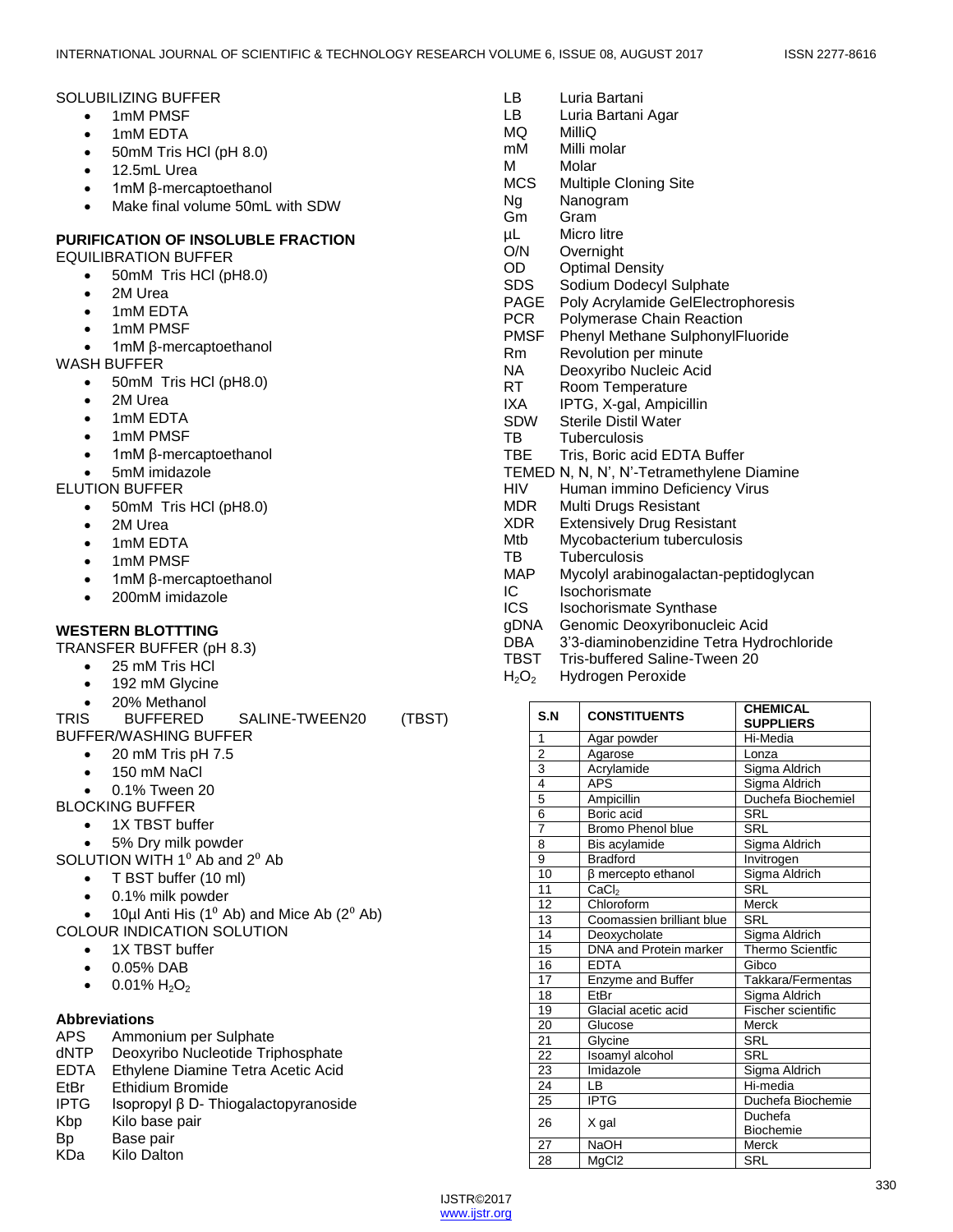SOLUBILIZING BUFFER

- 1mM PMSF
- 1mM EDTA
- 50mM Tris HCl (pH 8.0)
- 12.5mL Urea
- 1mM β-mercaptoethanol
- Make final volume 50mL with SDW

**PURIFICATION OF INSOLUBLE FRACTION**

EQUILIBRATION BUFFER

- 50mM Tris HCl (pH8.0)
- 2M Urea
- 1mM EDTA
- 1mM PMSF
- 1mM β-mercaptoethanol

WASH BUFFER

- 50mM Tris HCl (pH8.0)
- 2M Urea
- 1mM EDTA
- 1mM PMSF
- 1mM β-mercaptoethanol
- 5mM imidazole

ELUTION BUFFER

- 50mM Tris HCl (pH8.0)
- 2M Urea
- 1mM EDTA
- 1mM PMSF
- 1mM β-mercaptoethanol
- 200mM imidazole

**WESTERN BLOTTTING**

TRANSFER BUFFER (pH 8.3)

- 25 mM Tris HCl
- 192 mM Glycine
- 20% Methanol

TRIS BUFFERED SALINE-TWEEN20 (TBST) BUFFER/WASHING BUFFER

- 20 mM Tris pH 7.5
- 150 mM NaCl
- 0.1% Tween 20

BLOCKING BUFFER

- 1X TBST buffer
- 5% Dry milk powder

SOLUTION WITH 1$^o$ Ab and 2$^o$ Ab

- T BST buffer (10 ml)
- 0.1% milk powder
- 10µl Anti His (1$^o$ Ab) and Mice Ab (2$^o$ Ab)

COLOUR INDICATION SOLUTION

- 1X TBST buffer
- 0.05% DAB
- 0.01% $H_2O_2$

**Abbreviations**

APS Ammonium per Sulphate
dNTP Deoxyribo Nucleotide Triphosphate
EDTA Ethylene Diamine Tetra Acetic Acid
EtBr Ethidium Bromide
IPTG Isopropyl β D- Thiogalactopyranoside
Kbp Kilo base pair
Bp Base pair
KDa Kilo Dalton
LB Luria Bartani
LB Luria Bartani Agar
MQ MilliQ
mM Milli molar
M Molar
MCS Multiple Cloning Site
Ng Nanogram
Gm Gram
µL Micro litre
O/N Overnight
OD Optimal Density
SDS Sodium Dodecyl Sulphate
PAGE Poly Acrylamide GelElectrophoresis
PCR Polymerase Chain Reaction
PMSF Phenyl Methane SulphonylFluoride
Rm Revolution per minute
NA Deoxyribo Nucleic Acid
RT Room Temperature
IXA IPTG, X-gal, Ampicillin
SDW Sterile Distil Water
TB Tuberculosis
TBE Tris, Boric acid EDTA Buffer
TEMED N, N, N', N'-Tetramethylene Diamine
HIV Human immino Deficiency Virus
MDR Multi Drugs Resistant
XDR Extensively Drug Resistant
Mtb Mycobacterium tuberculosis
TB Tuberculosis
MAP Mycolyl arabinogalactan-peptidoglycan
IC Isochorismate
ICS Isochorismate Synthase
gDNA Genomic Deoxyribonucleic Acid
DBA 3'3-diaminobenzidine Tetra Hydrochloride
TBST Tris-buffered Saline-Tween 20
$H_2O_2$ Hydrogen Peroxide

| S.N | CONSTITUENTS | CHEMICAL SUPPLIERS |
|---|---|---|
| 1 | Agar powder | Hi-Media |
| 2 | Agarose | Lonza |
| 3 | Acrylamide | Sigma Aldrich |
| 4 | APS | Sigma Aldrich |
| 5 | Ampicillin | Duchefa Biochemiel |
| 6 | Boric acid | SRL |
| 7 | Bromo Phenol blue | SRL |
| 8 | Bis acylamide | Sigma Aldrich |
| 9 | Bradford | Invitrogen |
| 10 | β mercepto ethanol | Sigma Aldrich |
| 11 | $CaCl_2$ | SRL |
| 12 | Chloroform | Merck |
| 13 | Coomassien brilliant blue | SRL |
| 14 | Deoxycholate | Sigma Aldrich |
| 15 | DNA and Protein marker | Thermo Scientfic |
| 16 | EDTA | Gibco |
| 17 | Enzyme and Buffer | Takkara/Fermentas |
| 18 | EtBr | Sigma Aldrich |
| 19 | Glacial acetic acid | Fischer scientific |
| 20 | Glucose | Merck |
| 21 | Glycine | SRL |
| 22 | Isoamyl alcohol | SRL |
| 23 | Imidazole | Sigma Aldrich |
| 24 | LB | Hi-media |
| 25 | IPTG | Duchefa Biochemie |
| 26 | X gal | Duchefa Biochemie |
| 27 | NaOH | Merck |
| 28 | MgCl2 | SRL |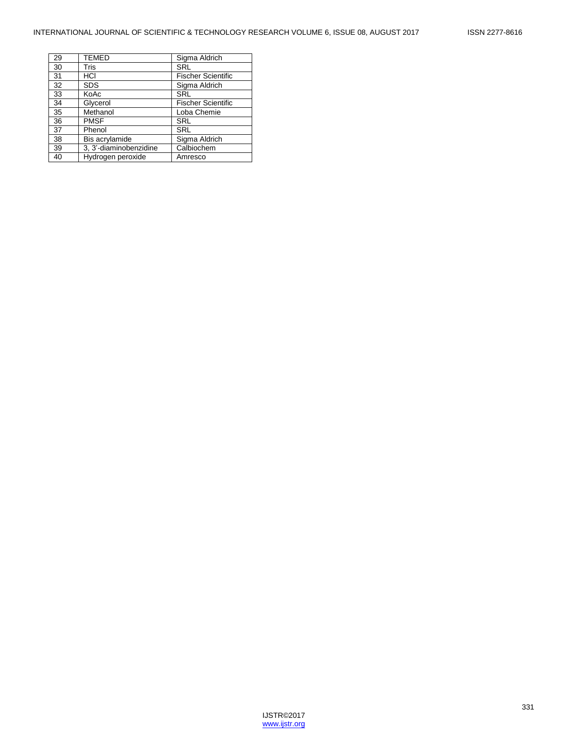| | | |
|---|---|---|
| 29 | TEMED | Sigma Aldrich |
| 30 | Tris | SRL |
| 31 | HCl | Fischer Scientific |
| 32 | SDS | Sigma Aldrich |
| 33 | KoAc | SRL |
| 34 | Glycerol | Fischer Scientific |
| 35 | Methanol | Loba Chemie |
| 36 | PMSF | SRL |
| 37 | Phenol | SRL |
| 38 | Bis acrylamide | Sigma Aldrich |
| 39 | 3, 3'-diaminobenzidine | Calbiochem |
| 40 | Hydrogen peroxide | Amresco |